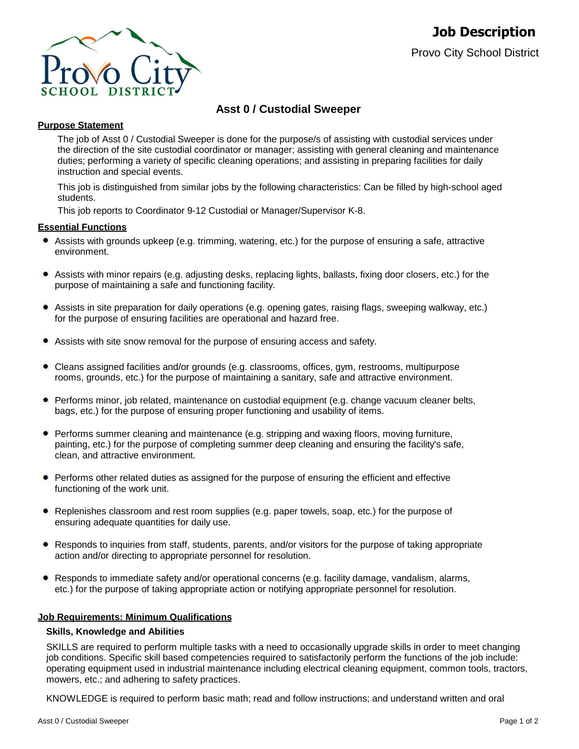# Job Description

Provo City School District

## Asst 0 / Custodial Sweeper

### Purpose Statement

The job of Asst 0 / Custodial Sweeper is done for the purpose/s of assisting with custodial services under the direction of the site custodial coordinator or manager; assisting with general cleaning and maintenance duties; performing a variety of specific cleaning operations; and assisting in preparing facilities for daily instruction and special events.

This job is distinguished from similar jobs by the following characteristics: Can be filled by high-school aged students.

This job reports to Coordinator 9-12 Custodial or Manager/Supervisor K-8.

### Essential Functions

- Assists with grounds upkeep (e.g. trimming, watering, etc.) for the purpose of ensuring a safe, attractive environment.
- Assists with minor repairs (e.g. adjusting desks, replacing lights, ballasts, fixing door closers, etc.) for the purpose of maintaining a safe and functioning facility.
- Assists in site preparation for daily operations (e.g. opening gates, raising flags, sweeping walkway, etc.) for the purpose of ensuring facilities are operational and hazard free.
- Assists with site snow removal for the purpose of ensuring access and safety.
- Cleans assigned facilities and/or grounds (e.g. classrooms, offices, gym, restrooms, multipurpose rooms, grounds, etc.) for the purpose of maintaining a sanitary, safe and attractive environment.
- Performs minor, job related, maintenance on custodial equipment (e.g. change vacuum cleaner belts, bags, etc.) for the purpose of ensuring proper functioning and usability of items.
- Performs summer cleaning and maintenance (e.g. stripping and waxing floors, moving furniture, painting, etc.) for the purpose of completing summer deep cleaning and ensuring the facility's safe, clean, and attractive environment.
- Performs other related duties as assigned for the purpose of ensuring the efficient and effective functioning of the work unit.
- Replenishes classroom and rest room supplies (e.g. paper towels, soap, etc.) for the purpose of ensuring adequate quantities for daily use.
- Responds to inquiries from staff, students, parents, and/or visitors for the purpose of taking appropriate action and/or directing to appropriate personnel for resolution.
- Responds to immediate safety and/or operational concerns (e.g. facility damage, vandalism, alarms, etc.) for the purpose of taking appropriate action or notifying appropriate personnel for resolution.

### Job Requirements: Minimum Qualifications

**Skills, Knowledge and Abilities**

SKILLS are required to perform multiple tasks with a need to occasionally upgrade skills in order to meet changing job conditions. Specific skill based competencies required to satisfactorily perform the functions of the job include: operating equipment used in industrial maintenance including electrical cleaning equipment, common tools, tractors, mowers, etc.; and adhering to safety practices.

KNOWLEDGE is required to perform basic math; read and follow instructions; and understand written and oral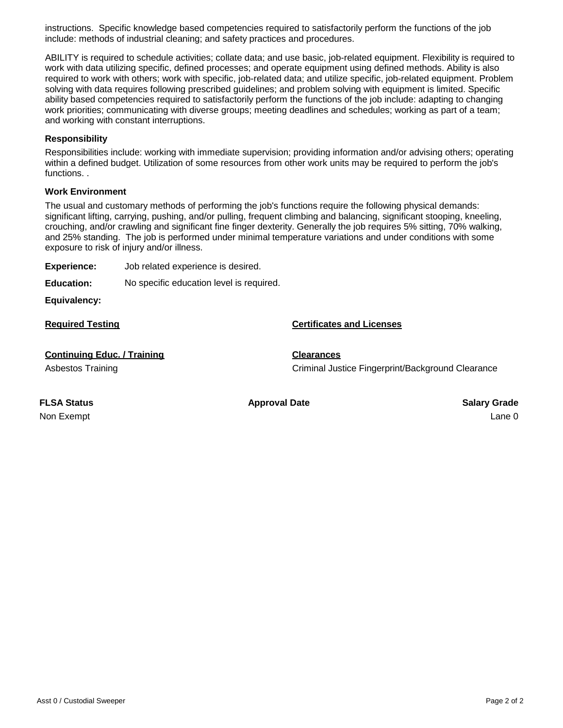instructions. Specific knowledge based competencies required to satisfactorily perform the functions of the job include: methods of industrial cleaning; and safety practices and procedures.

ABILITY is required to schedule activities; collate data; and use basic, job-related equipment. Flexibility is required to work with data utilizing specific, defined processes; and operate equipment using defined methods. Ability is also required to work with others; work with specific, job-related data; and utilize specific, job-related equipment. Problem solving with data requires following prescribed guidelines; and problem solving with equipment is limited. Specific ability based competencies required to satisfactorily perform the functions of the job include: adapting to changing work priorities; communicating with diverse groups; meeting deadlines and schedules; working as part of a team; and working with constant interruptions.

### Responsibility

Responsibilities include: working with immediate supervision; providing information and/or advising others; operating within a defined budget. Utilization of some resources from other work units may be required to perform the job's functions. .

### Work Environment

The usual and customary methods of performing the job's functions require the following physical demands: significant lifting, carrying, pushing, and/or pulling, frequent climbing and balancing, significant stooping, kneeling, crouching, and/or crawling and significant fine finger dexterity. Generally the job requires 5% sitting, 70% walking, and 25% standing. The job is performed under minimal temperature variations and under conditions with some exposure to risk of injury and/or illness.

**Experience:** Job related experience is desired.

**Education:** No specific education level is required.

**Equivalency:**

**Required Testing**

**Certificates and Licenses**

**Continuing Educ. / Training**

Asbestos Training

**Clearances**

Criminal Justice Fingerprint/Background Clearance

| FLSA Status | Approval Date | Salary Grade |
|---|---|---|
| Non Exempt | | Lane 0 |